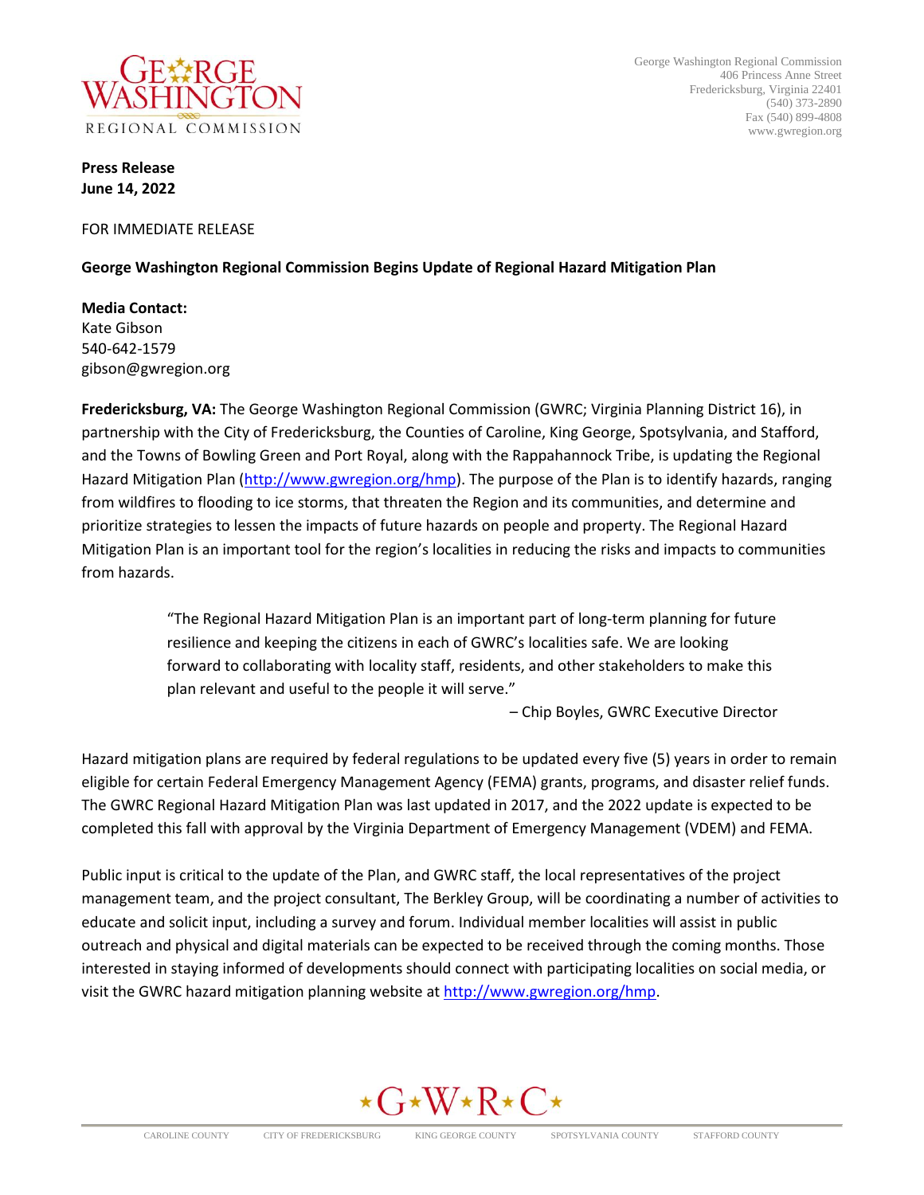George Washington Regional Commission
406 Princess Anne Street
Fredericksburg, Virginia 22401
(540) 373-2890
Fax (540) 899-4808
www.gwregion.org

**Press Release**
**June 14, 2022**

FOR IMMEDIATE RELEASE

**George Washington Regional Commission Begins Update of Regional Hazard Mitigation Plan**

**Media Contact:**
Kate Gibson
540-642-1579
gibson@gwregion.org

**Fredericksburg, VA:** The George Washington Regional Commission (GWRC; Virginia Planning District 16), in partnership with the City of Fredericksburg, the Counties of Caroline, King George, Spotsylvania, and Stafford, and the Towns of Bowling Green and Port Royal, along with the Rappahannock Tribe, is updating the Regional Hazard Mitigation Plan (http://www.gwregion.org/hmp). The purpose of the Plan is to identify hazards, ranging from wildfires to flooding to ice storms, that threaten the Region and its communities, and determine and prioritize strategies to lessen the impacts of future hazards on people and property. The Regional Hazard Mitigation Plan is an important tool for the region's localities in reducing the risks and impacts to communities from hazards.

> "The Regional Hazard Mitigation Plan is an important part of long-term planning for future resilience and keeping the citizens in each of GWRC's localities safe. We are looking forward to collaborating with locality staff, residents, and other stakeholders to make this plan relevant and useful to the people it will serve."
>
> – Chip Boyles, GWRC Executive Director

Hazard mitigation plans are required by federal regulations to be updated every five (5) years in order to remain eligible for certain Federal Emergency Management Agency (FEMA) grants, programs, and disaster relief funds. The GWRC Regional Hazard Mitigation Plan was last updated in 2017, and the 2022 update is expected to be completed this fall with approval by the Virginia Department of Emergency Management (VDEM) and FEMA.

Public input is critical to the update of the Plan, and GWRC staff, the local representatives of the project management team, and the project consultant, The Berkley Group, will be coordinating a number of activities to educate and solicit input, including a survey and forum. Individual member localities will assist in public outreach and physical and digital materials can be expected to be received through the coming months. Those interested in staying informed of developments should connect with participating localities on social media, or visit the GWRC hazard mitigation planning website at http://www.gwregion.org/hmp.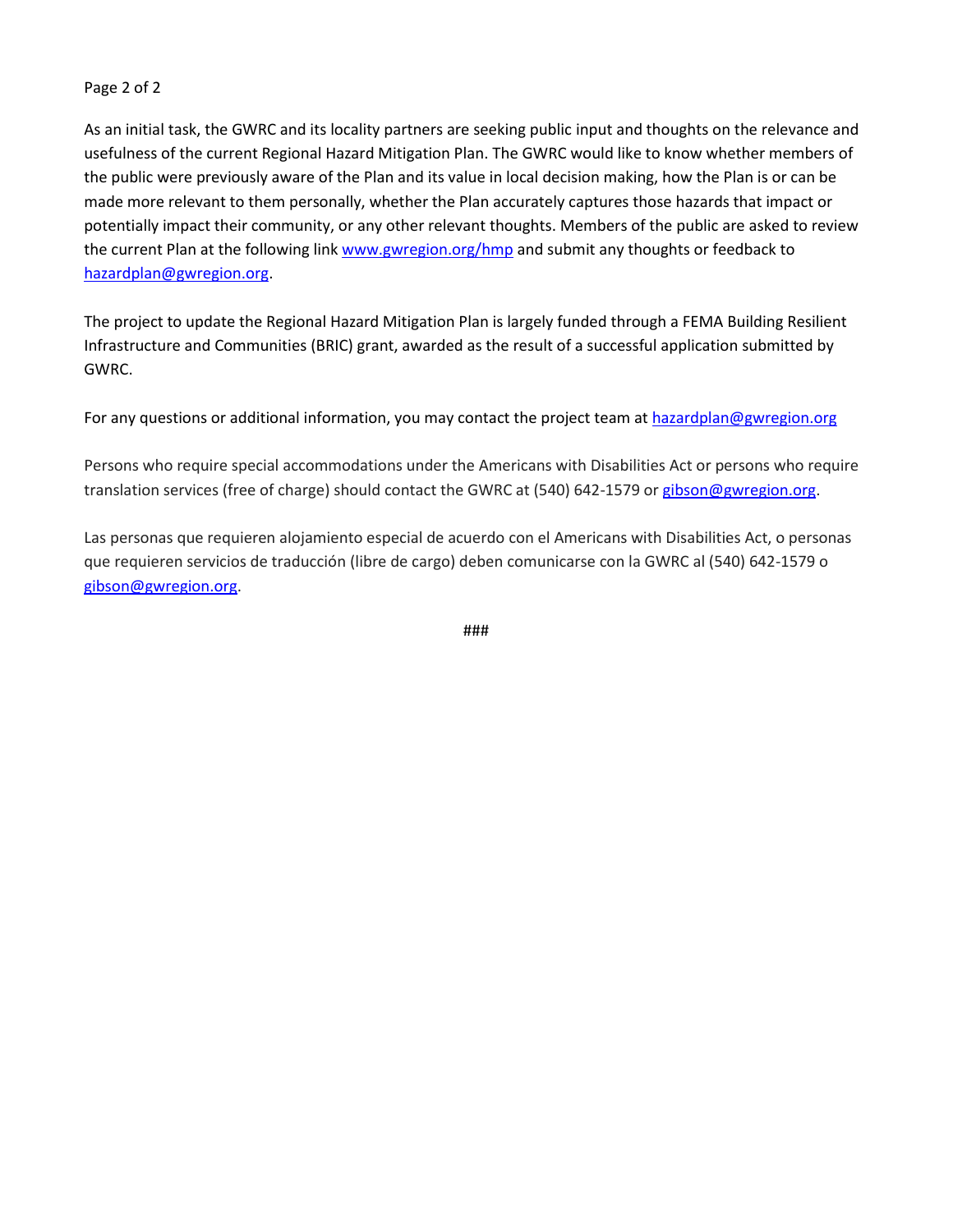As an initial task, the GWRC and its locality partners are seeking public input and thoughts on the relevance and usefulness of the current Regional Hazard Mitigation Plan. The GWRC would like to know whether members of the public were previously aware of the Plan and its value in local decision making, how the Plan is or can be made more relevant to them personally, whether the Plan accurately captures those hazards that impact or potentially impact their community, or any other relevant thoughts. Members of the public are asked to review the current Plan at the following link www.gwregion.org/hmp and submit any thoughts or feedback to hazardplan@gwregion.org.

The project to update the Regional Hazard Mitigation Plan is largely funded through a FEMA Building Resilient Infrastructure and Communities (BRIC) grant, awarded as the result of a successful application submitted by GWRC.

For any questions or additional information, you may contact the project team at hazardplan@gwregion.org

Persons who require special accommodations under the Americans with Disabilities Act or persons who require translation services (free of charge) should contact the GWRC at (540) 642-1579 or gibson@gwregion.org.

Las personas que requieren alojamiento especial de acuerdo con el Americans with Disabilities Act, o personas que requieren servicios de traducción (libre de cargo) deben comunicarse con la GWRC al (540) 642-1579 o gibson@gwregion.org.

###